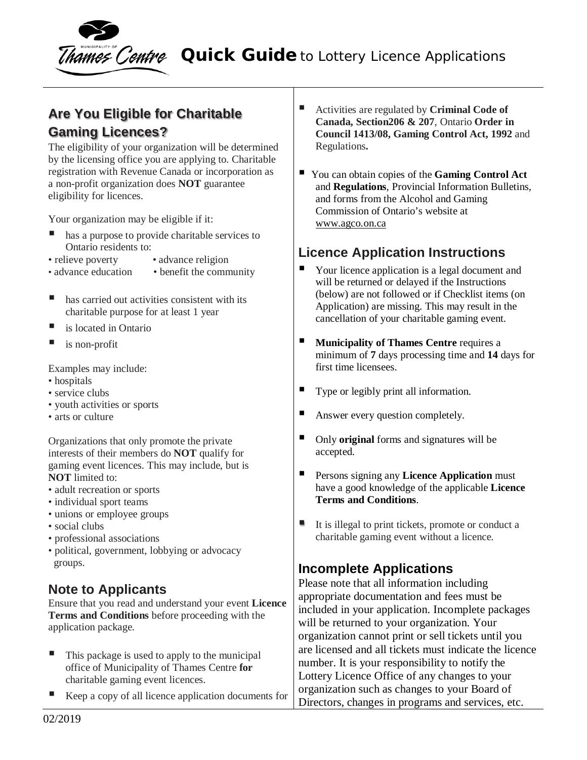# Quick Guide to Lottery Licence Applications

## Are You Eligible for Charitable Gaming Licences?

The eligibility of your organization will be determined by the licensing office you are applying to. Charitable registration with Revenue Canada or incorporation as a non-profit organization does **NOT** guarantee eligibility for licences.

Your organization may be eligible if it:

- has a purpose to provide charitable services to Ontario residents to:
  - relieve poverty
  - advance religion
  - advance education
  - benefit the community
- has carried out activities consistent with its charitable purpose for at least 1 year
- is located in Ontario
- is non-profit

Examples may include:

- hospitals
- service clubs
- youth activities or sports
- arts or culture

Organizations that only promote the private interests of their members do **NOT** qualify for gaming event licences. This may include, but is **NOT** limited to:

- adult recreation or sports
- individual sport teams
- unions or employee groups
- social clubs
- professional associations
- political, government, lobbying or advocacy groups.

## Note to Applicants

Ensure that you read and understand your event **Licence Terms and Conditions** before proceeding with the application package.

- This package is used to apply to the municipal office of Municipality of Thames Centre **for** charitable gaming event licences.
- Keep a copy of all licence application documents for
- Activities are regulated by **Criminal Code of Canada, Section206 & 207**, Ontario **Order in Council 1413/08, Gaming Control Act, 1992** and Regulations**.**
- You can obtain copies of the **Gaming Control Act** and **Regulations**, Provincial Information Bulletins, and forms from the Alcohol and Gaming Commission of Ontario's website at www.agco.on.ca

## Licence Application Instructions

- Your licence application is a legal document and will be returned or delayed if the Instructions (below) are not followed or if Checklist items (on Application) are missing. This may result in the cancellation of your charitable gaming event.
- **Municipality of Thames Centre** requires a minimum of **7** days processing time and **14** days for first time licensees.
- Type or legibly print all information.
- Answer every question completely.
- Only **original** forms and signatures will be accepted.
- Persons signing any **Licence Application** must have a good knowledge of the applicable **Licence Terms and Conditions**.
- It is illegal to print tickets, promote or conduct a charitable gaming event without a licence.

## Incomplete Applications

Please note that all information including appropriate documentation and fees must be included in your application. Incomplete packages will be returned to your organization. Your organization cannot print or sell tickets until you are licensed and all tickets must indicate the licence number. It is your responsibility to notify the Lottery Licence Office of any changes to your organization such as changes to your Board of Directors, changes in programs and services, etc.

02/2019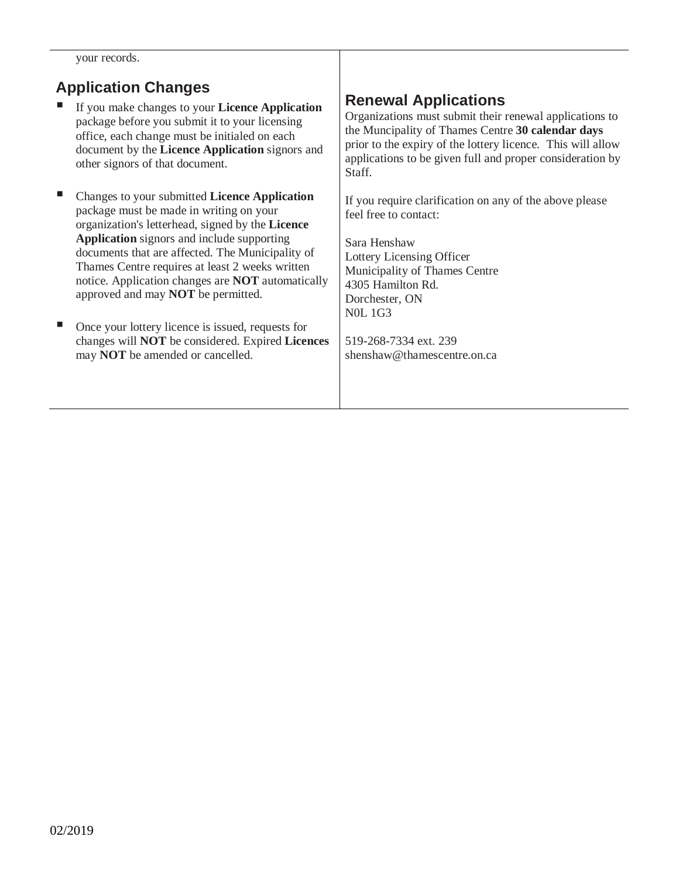your records.

## Application Changes

- If you make changes to your **Licence Application** package before you submit it to your licensing office, each change must be initialed on each document by the **Licence Application** signors and other signors of that document.

- Changes to your submitted **Licence Application** package must be made in writing on your organization's letterhead, signed by the **Licence Application** signors and include supporting documents that are affected. The Municipality of Thames Centre requires at least 2 weeks written notice. Application changes are **NOT** automatically approved and may **NOT** be permitted.

- Once your lottery licence is issued, requests for changes will **NOT** be considered. Expired **Licences** may **NOT** be amended or cancelled.

## Renewal Applications

Organizations must submit their renewal applications to the Muncipality of Thames Centre **30 calendar days** prior to the expiry of the lottery licence. This will allow applications to be given full and proper consideration by Staff.

If you require clarification on any of the above please feel free to contact:

Sara Henshaw
Lottery Licensing Officer
Municipality of Thames Centre
4305 Hamilton Rd.
Dorchester, ON
N0L 1G3

519-268-7334 ext. 239
shenshaw@thamescentre.on.ca

02/2019